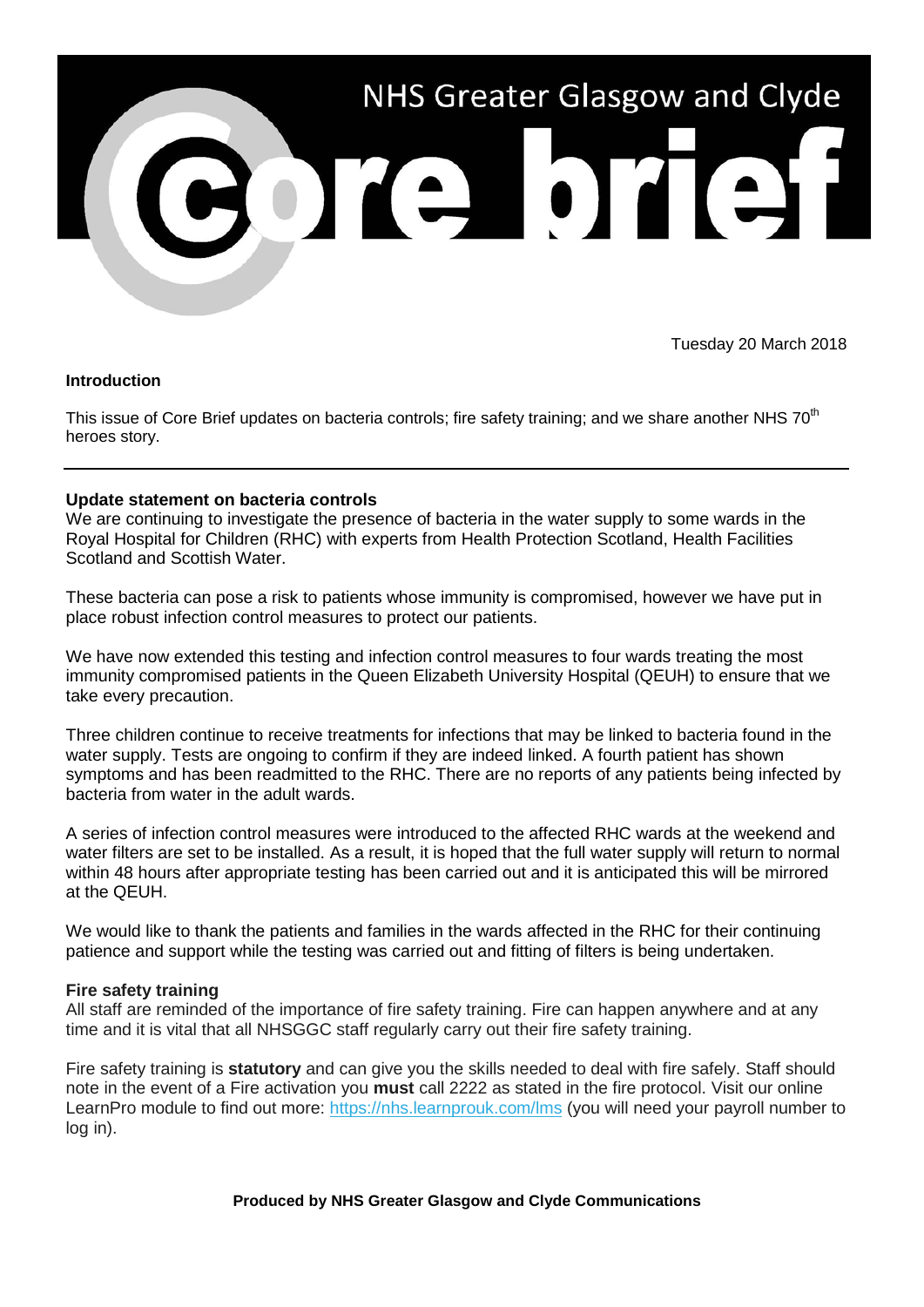# NHS Greater Glasgow and Clyde Core brief

Tuesday 20 March 2018

**Introduction**

This issue of Core Brief updates on bacteria controls; fire safety training; and we share another NHS 70th heroes story.

---

## Update statement on bacteria controls

We are continuing to investigate the presence of bacteria in the water supply to some wards in the Royal Hospital for Children (RHC) with experts from Health Protection Scotland, Health Facilities Scotland and Scottish Water.

These bacteria can pose a risk to patients whose immunity is compromised, however we have put in place robust infection control measures to protect our patients.

We have now extended this testing and infection control measures to four wards treating the most immunity compromised patients in the Queen Elizabeth University Hospital (QEUH) to ensure that we take every precaution.

Three children continue to receive treatments for infections that may be linked to bacteria found in the water supply. Tests are ongoing to confirm if they are indeed linked. A fourth patient has shown symptoms and has been readmitted to the RHC. There are no reports of any patients being infected by bacteria from water in the adult wards.

A series of infection control measures were introduced to the affected RHC wards at the weekend and water filters are set to be installed. As a result, it is hoped that the full water supply will return to normal within 48 hours after appropriate testing has been carried out and it is anticipated this will be mirrored at the QEUH.

We would like to thank the patients and families in the wards affected in the RHC for their continuing patience and support while the testing was carried out and fitting of filters is being undertaken.

## Fire safety training

All staff are reminded of the importance of fire safety training. Fire can happen anywhere and at any time and it is vital that all NHSGGC staff regularly carry out their fire safety training.

Fire safety training is **statutory** and can give you the skills needed to deal with fire safely. Staff should note in the event of a Fire activation you **must** call 2222 as stated in the fire protocol. Visit our online LearnPro module to find out more: https://nhs.learnprouk.com/lms (you will need your payroll number to log in).

**Produced by NHS Greater Glasgow and Clyde Communications**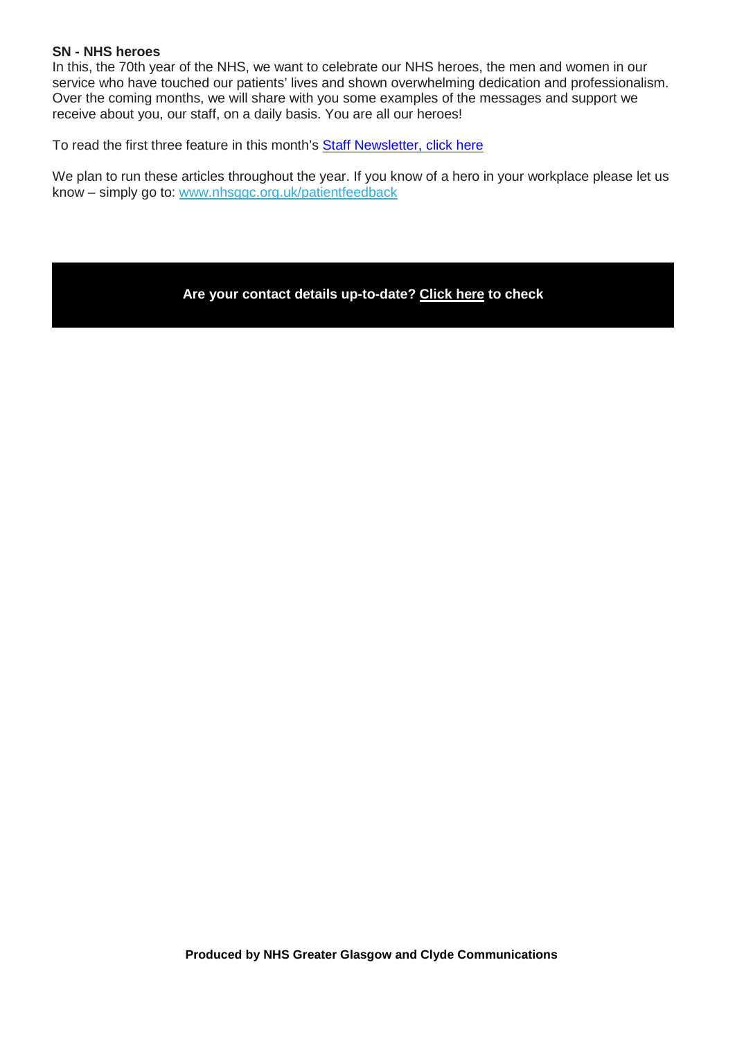**SN - NHS heroes**

In this, the 70th year of the NHS, we want to celebrate our NHS heroes, the men and women in our service who have touched our patients' lives and shown overwhelming dedication and professionalism. Over the coming months, we will share with you some examples of the messages and support we receive about you, our staff, on a daily basis. You are all our heroes!

To read the first three feature in this month's Staff Newsletter, click here

We plan to run these articles throughout the year. If you know of a hero in your workplace please let us know – simply go to: www.nhsggc.org.uk/patientfeedback

**Are your contact details up-to-date? Click here to check**

**Produced by NHS Greater Glasgow and Clyde Communications**